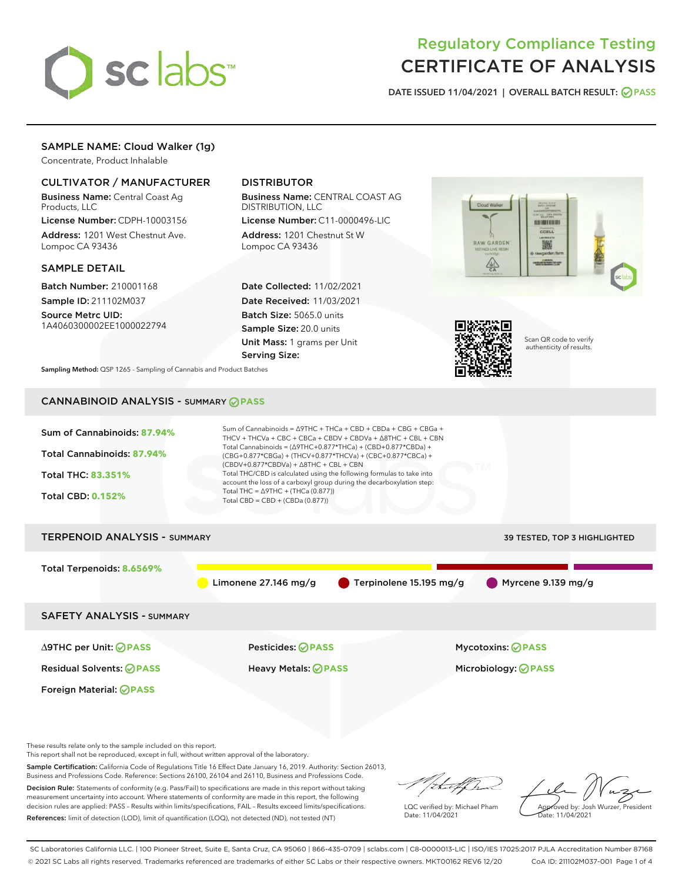# Regulatory Compliance Testing
# CERTIFICATE OF ANALYSIS

**DATE ISSUED** 11/04/2021 | **OVERALL BATCH RESULT:** PASS

## SAMPLE NAME: Cloud Walker (1g)

Concentrate, Product Inhalable

### CULTIVATOR / MANUFACTURER

**Business Name:** Central Coast Ag Products, LLC

**License Number:** CDPH-10003156

**Address:** 1201 West Chestnut Ave. Lompoc CA 93436

### DISTRIBUTOR

**Business Name:** CENTRAL COAST AG DISTRIBUTION, LLC

**License Number:** C11-0000496-LIC

**Address:** 1201 Chestnut St W Lompoc CA 93436

### SAMPLE DETAIL

**Batch Number:** 210001168

**Sample ID:** 211102M037

**Source Metrc UID:** 1A4060300002EE1000022794

**Date Collected:** 11/02/2021

**Date Received:** 11/03/2021

**Batch Size:** 5065.0 units

**Sample Size:** 20.0 units

**Unit Mass:** 1 grams per Unit

**Serving Size:**

Scan QR code to verify authenticity of results.

**Sampling Method:** QSP 1265 - Sampling of Cannabis and Product Batches

## CANNABINOID ANALYSIS - SUMMARY PASS

**Sum of Cannabinoids:** 87.94%

**Total Cannabinoids:** 87.94%

**Total THC:** 83.351%

**Total CBD:** 0.152%

Sum of Cannabinoids = Δ9THC + THCa + CBD + CBDa + CBG + CBGa + THCV + THCVa + CBC + CBCa + CBDV + CBDVa + Δ8THC + CBL + CBN

Total Cannabinoids = (Δ9THC+0.877*THCa) + (CBD+0.877*CBDa) + (CBG+0.877*CBGa) + (THCV+0.877*THCVa) + (CBC+0.877*CBCa) + (CBDV+0.877*CBDVa) + Δ8THC + CBL + CBN

Total THC/CBD is calculated using the following formulas to take into account the loss of a carboxyl group during the decarboxylation step:

Total THC = Δ9THC + (THCa (0.877))

Total CBD = CBD + (CBDa (0.877))

## TERPENOID ANALYSIS - SUMMARY

39 TESTED, TOP 3 HIGHLIGHTED

**Total Terpenoids:** 8.6569%

Limonene 27.146 mg/g | Terpinolene 15.195 mg/g | Myrcene 9.139 mg/g

## SAFETY ANALYSIS - SUMMARY

| | | |
|---|---|---|
| Δ9THC per Unit: PASS | Pesticides: PASS | Mycotoxins: PASS |
| Residual Solvents: PASS | Heavy Metals: PASS | Microbiology: PASS |
| Foreign Material: PASS | | |

These results relate only to the sample included on this report.
This report shall not be reproduced, except in full, without written approval of the laboratory.

**Sample Certification:** California Code of Regulations Title 16 Effect Date January 16, 2019. Authority: Section 26013, Business and Professions Code. Reference: Sections 26100, 26104 and 26110, Business and Professions Code.

**Decision Rule:** Statements of conformity (e.g. Pass/Fail) to specifications are made in this report without taking measurement uncertainty into account. Where statements of conformity are made in this report, the following decision rules are applied: PASS – Results within limits/specifications, FAIL – Results exceed limits/specifications.

**References:** limit of detection (LOD), limit of quantification (LOQ), not detected (ND), not tested (NT)

LQC verified by: Michael Pham
Date: 11/04/2021

Approved by: Josh Wurzer, President
Date: 11/04/2021

SC Laboratories California LLC. | 100 Pioneer Street, Suite E, Santa Cruz, CA 95060 | 866-435-0709 | sclabs.com | C8-0000013-LIC | ISO/IES 17025:2017 PJLA Accreditation Number 87168
© 2021 SC Labs all rights reserved. Trademarks referenced are trademarks of either SC Labs or their respective owners. MKT00162 REV6 12/20 CoA ID: 211102M037-001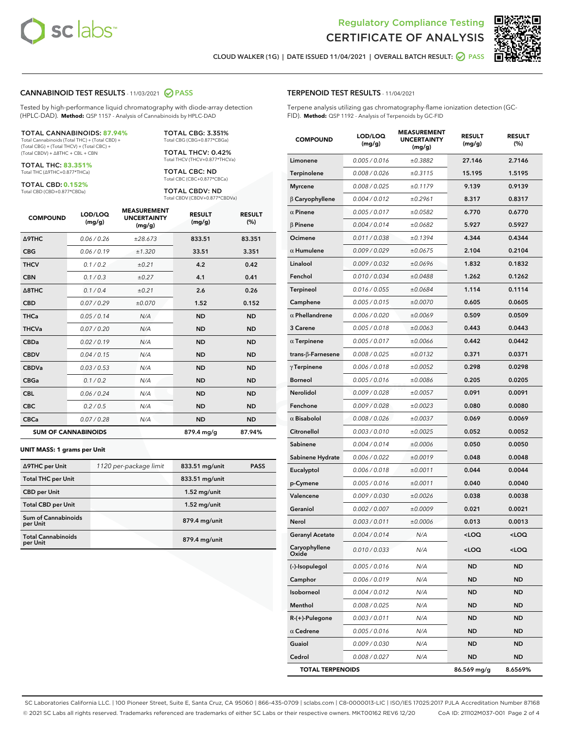# Regulatory Compliance Testing
# CERTIFICATE OF ANALYSIS

CLOUD WALKER (1G) | DATE ISSUED 11/04/2021 | OVERALL BATCH RESULT: PASS

## CANNABINOID TEST RESULTS - 11/03/2021 PASS

Tested by high-performance liquid chromatography with diode-array detection (HPLC-DAD). **Method:** QSP 1157 - Analysis of Cannabinoids by HPLC-DAD

**TOTAL CANNABINOIDS: 87.94%**
Total Cannabinoids (Total THC) + (Total CBD) + (Total CBG) + (Total THCV) + (Total CBC) + (Total CBDV) + Δ8THC + CBL + CBN

**TOTAL THC: 83.351%**
Total THC (Δ9THC+0.877*THCa)

**TOTAL CBD: 0.152%**
Total CBD (CBD+0.877*CBDa)

**TOTAL CBG: 3.351%**
Total CBG (CBG+0.877*CBGa)

**TOTAL THCV: 0.42%**
Total THCV (THCV+0.877*THCVa)

**TOTAL CBC: ND**
Total CBC (CBC+0.877*CBCa)

**TOTAL CBDV: ND**
Total CBDV (CBDV+0.877*CBDVa)

| COMPOUND | LOD/LOQ (mg/g) | MEASUREMENT UNCERTAINTY (mg/g) | RESULT (mg/g) | RESULT (%) |
|---|---|---|---|---|
| Δ9THC | 0.06 / 0.26 | ±28.673 | 833.51 | 83.351 |
| CBG | 0.06 / 0.19 | ±1.320 | 33.51 | 3.351 |
| THCV | 0.1 / 0.2 | ±0.21 | 4.2 | 0.42 |
| CBN | 0.1 / 0.3 | ±0.27 | 4.1 | 0.41 |
| Δ8THC | 0.1 / 0.4 | ±0.21 | 2.6 | 0.26 |
| CBD | 0.07 / 0.29 | ±0.070 | 1.52 | 0.152 |
| THCa | 0.05 / 0.14 | N/A | ND | ND |
| THCVa | 0.07 / 0.20 | N/A | ND | ND |
| CBDa | 0.02 / 0.19 | N/A | ND | ND |
| CBDV | 0.04 / 0.15 | N/A | ND | ND |
| CBDVa | 0.03 / 0.53 | N/A | ND | ND |
| CBGa | 0.1 / 0.2 | N/A | ND | ND |
| CBL | 0.06 / 0.24 | N/A | ND | ND |
| CBC | 0.2 / 0.5 | N/A | ND | ND |
| CBCa | 0.07 / 0.28 | N/A | ND | ND |
| **SUM OF CANNABINOIDS** | | | 879.4 mg/g | 87.94% |

**UNIT MASS: 1 grams per Unit**

| | | | |
|---|---|---|---|
| Δ9THC per Unit | 1120 per-package limit | 833.51 mg/unit | PASS |
| Total THC per Unit | | 833.51 mg/unit | |
| CBD per Unit | | 1.52 mg/unit | |
| Total CBD per Unit | | 1.52 mg/unit | |
| Sum of Cannabinoids per Unit | | 879.4 mg/unit | |
| Total Cannabinoids per Unit | | 879.4 mg/unit | |

## TERPENOID TEST RESULTS - 11/04/2021

Terpene analysis utilizing gas chromatography-flame ionization detection (GC-FID). **Method:** QSP 1192 - Analysis of Terpenoids by GC-FID

| COMPOUND | LOD/LOQ (mg/g) | MEASUREMENT UNCERTAINTY (mg/g) | RESULT (mg/g) | RESULT (%) |
|---|---|---|---|---|
| Limonene | 0.005 / 0.016 | ±0.3882 | 27.146 | 2.7146 |
| Terpinolene | 0.008 / 0.026 | ±0.3115 | 15.195 | 1.5195 |
| Myrcene | 0.008 / 0.025 | ±0.1179 | 9.139 | 0.9139 |
| β Caryophyllene | 0.004 / 0.012 | ±0.2961 | 8.317 | 0.8317 |
| α Pinene | 0.005 / 0.017 | ±0.0582 | 6.770 | 0.6770 |
| β Pinene | 0.004 / 0.014 | ±0.0682 | 5.927 | 0.5927 |
| Ocimene | 0.011 / 0.038 | ±0.1394 | 4.344 | 0.4344 |
| α Humulene | 0.009 / 0.029 | ±0.0675 | 2.104 | 0.2104 |
| Linalool | 0.009 / 0.032 | ±0.0696 | 1.832 | 0.1832 |
| Fenchol | 0.010 / 0.034 | ±0.0488 | 1.262 | 0.1262 |
| Terpineol | 0.016 / 0.055 | ±0.0684 | 1.114 | 0.1114 |
| Camphene | 0.005 / 0.015 | ±0.0070 | 0.605 | 0.0605 |
| α Phellandrene | 0.006 / 0.020 | ±0.0069 | 0.509 | 0.0509 |
| 3 Carene | 0.005 / 0.018 | ±0.0063 | 0.443 | 0.0443 |
| α Terpinene | 0.005 / 0.017 | ±0.0066 | 0.442 | 0.0442 |
| trans-β-Farnesene | 0.008 / 0.025 | ±0.0132 | 0.371 | 0.0371 |
| γ Terpinene | 0.006 / 0.018 | ±0.0052 | 0.298 | 0.0298 |
| Borneol | 0.005 / 0.016 | ±0.0086 | 0.205 | 0.0205 |
| Nerolidol | 0.009 / 0.028 | ±0.0057 | 0.091 | 0.0091 |
| Fenchone | 0.009 / 0.028 | ±0.0023 | 0.080 | 0.0080 |
| α Bisabolol | 0.008 / 0.026 | ±0.0037 | 0.069 | 0.0069 |
| Citronellol | 0.003 / 0.010 | ±0.0025 | 0.052 | 0.0052 |
| Sabinene | 0.004 / 0.014 | ±0.0006 | 0.050 | 0.0050 |
| Sabinene Hydrate | 0.006 / 0.022 | ±0.0019 | 0.048 | 0.0048 |
| Eucalyptol | 0.006 / 0.018 | ±0.0011 | 0.044 | 0.0044 |
| p-Cymene | 0.005 / 0.016 | ±0.0011 | 0.040 | 0.0040 |
| Valencene | 0.009 / 0.030 | ±0.0026 | 0.038 | 0.0038 |
| Geraniol | 0.002 / 0.007 | ±0.0009 | 0.021 | 0.0021 |
| Nerol | 0.003 / 0.011 | ±0.0006 | 0.013 | 0.0013 |
| Geranyl Acetate | 0.004 / 0.014 | N/A | <LOQ | <LOQ |
| Caryophyllene Oxide | 0.010 / 0.033 | N/A | <LOQ | <LOQ |
| (-)-Isopulegol | 0.005 / 0.016 | N/A | ND | ND |
| Camphor | 0.006 / 0.019 | N/A | ND | ND |
| Isoborneol | 0.004 / 0.012 | N/A | ND | ND |
| Menthol | 0.008 / 0.025 | N/A | ND | ND |
| R-(+)-Pulegone | 0.003 / 0.011 | N/A | ND | ND |
| α Cedrene | 0.005 / 0.016 | N/A | ND | ND |
| Guaiol | 0.009 / 0.030 | N/A | ND | ND |
| Cedrol | 0.008 / 0.027 | N/A | ND | ND |
| **TOTAL TERPENOIDS** | | | 86.569 mg/g | 8.6569% |

SC Laboratories California LLC. | 100 Pioneer Street, Suite E, Santa Cruz, CA 95060 | 866-435-0709 | sclabs.com | C8-0000013-LIC | ISO/IES 17025:2017 PJLA Accreditation Number 87168
© 2021 SC Labs all rights reserved. Trademarks referenced are trademarks of either SC Labs or their respective owners. MKT00162 REV6 12/20 CoA ID: 211102M037-001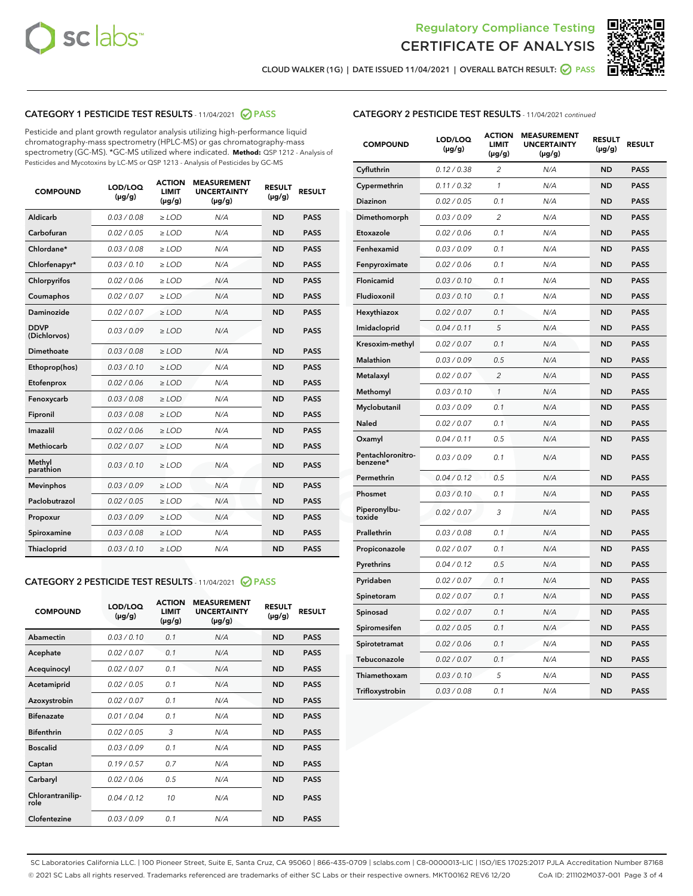Regulatory Compliance Testing
CERTIFICATE OF ANALYSIS

CLOUD WALKER (1G) | DATE ISSUED 11/04/2021 | OVERALL BATCH RESULT: PASS

## CATEGORY 1 PESTICIDE TEST RESULTS - 11/04/2021 PASS

Pesticide and plant growth regulator analysis utilizing high-performance liquid chromatography-mass spectrometry (HPLC-MS) or gas chromatography-mass spectrometry (GC-MS). *GC-MS utilized where indicated. **Method:** QSP 1212 - Analysis of Pesticides and Mycotoxins by LC-MS or QSP 1213 - Analysis of Pesticides by GC-MS

| COMPOUND | LOD/LOQ (µg/g) | ACTION LIMIT (µg/g) | MEASUREMENT UNCERTAINTY (µg/g) | RESULT (µg/g) | RESULT |
|---|---|---|---|---|---|
| Aldicarb | 0.03 / 0.08 | ≥ LOD | N/A | ND | PASS |
| Carbofuran | 0.02 / 0.05 | ≥ LOD | N/A | ND | PASS |
| Chlordane* | 0.03 / 0.08 | ≥ LOD | N/A | ND | PASS |
| Chlorfenapyr* | 0.03 / 0.10 | ≥ LOD | N/A | ND | PASS |
| Chlorpyrifos | 0.02 / 0.06 | ≥ LOD | N/A | ND | PASS |
| Coumaphos | 0.02 / 0.07 | ≥ LOD | N/A | ND | PASS |
| Daminozide | 0.02 / 0.07 | ≥ LOD | N/A | ND | PASS |
| DDVP (Dichlorvos) | 0.03 / 0.09 | ≥ LOD | N/A | ND | PASS |
| Dimethoate | 0.03 / 0.08 | ≥ LOD | N/A | ND | PASS |
| Ethoprop(hos) | 0.03 / 0.10 | ≥ LOD | N/A | ND | PASS |
| Etofenprox | 0.02 / 0.06 | ≥ LOD | N/A | ND | PASS |
| Fenoxycarb | 0.03 / 0.08 | ≥ LOD | N/A | ND | PASS |
| Fipronil | 0.03 / 0.08 | ≥ LOD | N/A | ND | PASS |
| Imazalil | 0.02 / 0.06 | ≥ LOD | N/A | ND | PASS |
| Methiocarb | 0.02 / 0.07 | ≥ LOD | N/A | ND | PASS |
| Methyl parathion | 0.03 / 0.10 | ≥ LOD | N/A | ND | PASS |
| Mevinphos | 0.03 / 0.09 | ≥ LOD | N/A | ND | PASS |
| Paclobutrazol | 0.02 / 0.05 | ≥ LOD | N/A | ND | PASS |
| Propoxur | 0.03 / 0.09 | ≥ LOD | N/A | ND | PASS |
| Spiroxamine | 0.03 / 0.08 | ≥ LOD | N/A | ND | PASS |
| Thiacloprid | 0.03 / 0.10 | ≥ LOD | N/A | ND | PASS |

## CATEGORY 2 PESTICIDE TEST RESULTS - 11/04/2021 PASS

| COMPOUND | LOD/LOQ (µg/g) | ACTION LIMIT (µg/g) | MEASUREMENT UNCERTAINTY (µg/g) | RESULT (µg/g) | RESULT |
|---|---|---|---|---|---|
| Abamectin | 0.03 / 0.10 | 0.1 | N/A | ND | PASS |
| Acephate | 0.02 / 0.07 | 0.1 | N/A | ND | PASS |
| Acequinocyl | 0.02 / 0.07 | 0.1 | N/A | ND | PASS |
| Acetamiprid | 0.02 / 0.05 | 0.1 | N/A | ND | PASS |
| Azoxystrobin | 0.02 / 0.07 | 0.1 | N/A | ND | PASS |
| Bifenazate | 0.01 / 0.04 | 0.1 | N/A | ND | PASS |
| Bifenthrin | 0.02 / 0.05 | 3 | N/A | ND | PASS |
| Boscalid | 0.03 / 0.09 | 0.1 | N/A | ND | PASS |
| Captan | 0.19 / 0.57 | 0.7 | N/A | ND | PASS |
| Carbaryl | 0.02 / 0.06 | 0.5 | N/A | ND | PASS |
| Chlorantraniliprole | 0.04 / 0.12 | 10 | N/A | ND | PASS |
| Clofentezine | 0.03 / 0.09 | 0.1 | N/A | ND | PASS |
| Cyfluthrin | 0.12 / 0.38 | 2 | N/A | ND | PASS |
| Cypermethrin | 0.11 / 0.32 | 1 | N/A | ND | PASS |
| Diazinon | 0.02 / 0.05 | 0.1 | N/A | ND | PASS |
| Dimethomorph | 0.03 / 0.09 | 2 | N/A | ND | PASS |
| Etoxazole | 0.02 / 0.06 | 0.1 | N/A | ND | PASS |
| Fenhexamid | 0.03 / 0.09 | 0.1 | N/A | ND | PASS |
| Fenpyroximate | 0.02 / 0.06 | 0.1 | N/A | ND | PASS |
| Flonicamid | 0.03 / 0.10 | 0.1 | N/A | ND | PASS |
| Fludioxonil | 0.03 / 0.10 | 0.1 | N/A | ND | PASS |
| Hexythiazox | 0.02 / 0.07 | 0.1 | N/A | ND | PASS |
| Imidacloprid | 0.04 / 0.11 | 5 | N/A | ND | PASS |
| Kresoxim-methyl | 0.02 / 0.07 | 0.1 | N/A | ND | PASS |
| Malathion | 0.03 / 0.09 | 0.5 | N/A | ND | PASS |
| Metalaxyl | 0.02 / 0.07 | 2 | N/A | ND | PASS |
| Methomyl | 0.03 / 0.10 | 1 | N/A | ND | PASS |
| Myclobutanil | 0.03 / 0.09 | 0.1 | N/A | ND | PASS |
| Naled | 0.02 / 0.07 | 0.1 | N/A | ND | PASS |
| Oxamyl | 0.04 / 0.11 | 0.5 | N/A | ND | PASS |
| Pentachloronitrobenzene* | 0.03 / 0.09 | 0.1 | N/A | ND | PASS |
| Permethrin | 0.04 / 0.12 | 0.5 | N/A | ND | PASS |
| Phosmet | 0.03 / 0.10 | 0.1 | N/A | ND | PASS |
| Piperonylbutoxide | 0.02 / 0.07 | 3 | N/A | ND | PASS |
| Prallethrin | 0.03 / 0.08 | 0.1 | N/A | ND | PASS |
| Propiconazole | 0.02 / 0.07 | 0.1 | N/A | ND | PASS |
| Pyrethrins | 0.04 / 0.12 | 0.5 | N/A | ND | PASS |
| Pyridaben | 0.02 / 0.07 | 0.1 | N/A | ND | PASS |
| Spinetoram | 0.02 / 0.07 | 0.1 | N/A | ND | PASS |
| Spinosad | 0.02 / 0.07 | 0.1 | N/A | ND | PASS |
| Spiromesifen | 0.02 / 0.05 | 0.1 | N/A | ND | PASS |
| Spirotetramat | 0.02 / 0.06 | 0.1 | N/A | ND | PASS |
| Tebuconazole | 0.02 / 0.07 | 0.1 | N/A | ND | PASS |
| Thiamethoxam | 0.03 / 0.10 | 5 | N/A | ND | PASS |
| Trifloxystrobin | 0.03 / 0.08 | 0.1 | N/A | ND | PASS |

SC Laboratories California LLC. | 100 Pioneer Street, Suite E, Santa Cruz, CA 95060 | 866-435-0709 | sclabs.com | C8-0000013-LIC | ISO/IES 17025:2017 PJLA Accreditation Number 87168
© 2021 SC Labs all rights reserved. Trademarks referenced are trademarks of either SC Labs or their respective owners. MKT00162 REV6 12/20 CoA ID: 211102M037-001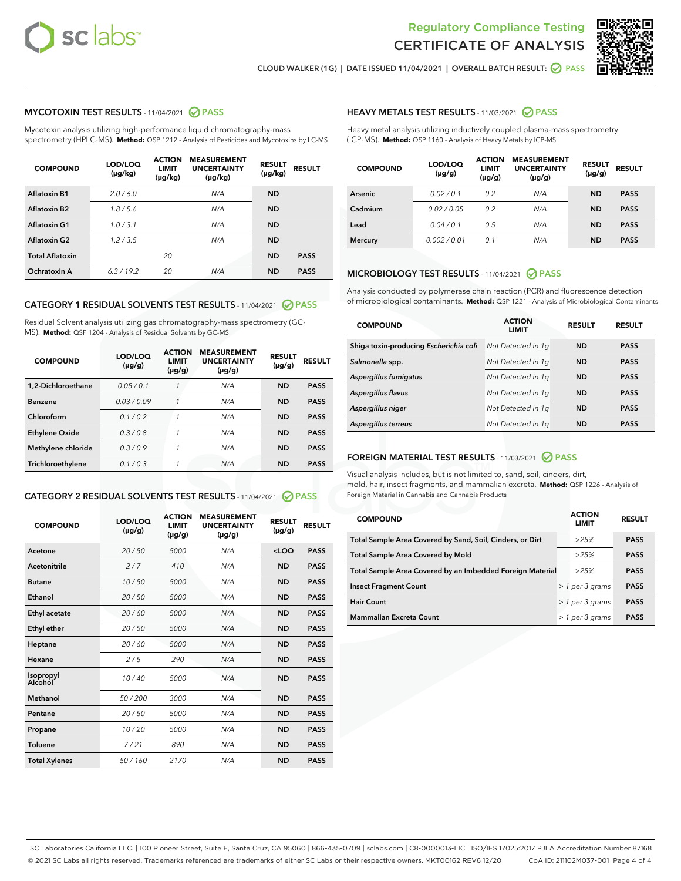Regulatory Compliance Testing

# CERTIFICATE OF ANALYSIS

CLOUD WALKER (1G) | DATE ISSUED 11/04/2021 | OVERALL BATCH RESULT: PASS

## MYCOTOXIN TEST RESULTS - 11/04/2021 PASS

Mycotoxin analysis utilizing high-performance liquid chromatography-mass spectrometry (HPLC-MS). **Method:** QSP 1212 - Analysis of Pesticides and Mycotoxins by LC-MS

| COMPOUND | LOD/LOQ (µg/kg) | ACTION LIMIT (µg/kg) | MEASUREMENT UNCERTAINTY (µg/kg) | RESULT (µg/kg) | RESULT |
|---|---|---|---|---|---|
| Aflatoxin B1 | 2.0 / 6.0 | | N/A | ND | |
| Aflatoxin B2 | 1.8 / 5.6 | | N/A | ND | |
| Aflatoxin G1 | 1.0 / 3.1 | | N/A | ND | |
| Aflatoxin G2 | 1.2 / 3.5 | | N/A | ND | |
| Total Aflatoxin | | 20 | | ND | PASS |
| Ochratoxin A | 6.3 / 19.2 | 20 | N/A | ND | PASS |

## CATEGORY 1 RESIDUAL SOLVENTS TEST RESULTS - 11/04/2021 PASS

Residual Solvent analysis utilizing gas chromatography-mass spectrometry (GC-MS). **Method:** QSP 1204 - Analysis of Residual Solvents by GC-MS

| COMPOUND | LOD/LOQ (µg/g) | ACTION LIMIT (µg/g) | MEASUREMENT UNCERTAINTY (µg/g) | RESULT (µg/g) | RESULT |
|---|---|---|---|---|---|
| 1,2-Dichloroethane | 0.05 / 0.1 | 1 | N/A | ND | PASS |
| Benzene | 0.03 / 0.09 | 1 | N/A | ND | PASS |
| Chloroform | 0.1 / 0.2 | 1 | N/A | ND | PASS |
| Ethylene Oxide | 0.3 / 0.8 | 1 | N/A | ND | PASS |
| Methylene chloride | 0.3 / 0.9 | 1 | N/A | ND | PASS |
| Trichloroethylene | 0.1 / 0.3 | 1 | N/A | ND | PASS |

## CATEGORY 2 RESIDUAL SOLVENTS TEST RESULTS - 11/04/2021 PASS

| COMPOUND | LOD/LOQ (µg/g) | ACTION LIMIT (µg/g) | MEASUREMENT UNCERTAINTY (µg/g) | RESULT (µg/g) | RESULT |
|---|---|---|---|---|---|
| Acetone | 20 / 50 | 5000 | N/A | <LOQ | PASS |
| Acetonitrile | 2 / 7 | 410 | N/A | ND | PASS |
| Butane | 10 / 50 | 5000 | N/A | ND | PASS |
| Ethanol | 20 / 50 | 5000 | N/A | ND | PASS |
| Ethyl acetate | 20 / 60 | 5000 | N/A | ND | PASS |
| Ethyl ether | 20 / 50 | 5000 | N/A | ND | PASS |
| Heptane | 20 / 60 | 5000 | N/A | ND | PASS |
| Hexane | 2 / 5 | 290 | N/A | ND | PASS |
| Isopropyl Alcohol | 10 / 40 | 5000 | N/A | ND | PASS |
| Methanol | 50 / 200 | 3000 | N/A | ND | PASS |
| Pentane | 20 / 50 | 5000 | N/A | ND | PASS |
| Propane | 10 / 20 | 5000 | N/A | ND | PASS |
| Toluene | 7 / 21 | 890 | N/A | ND | PASS |
| Total Xylenes | 50 / 160 | 2170 | N/A | ND | PASS |

## HEAVY METALS TEST RESULTS - 11/03/2021 PASS

Heavy metal analysis utilizing inductively coupled plasma-mass spectrometry (ICP-MS). **Method:** QSP 1160 - Analysis of Heavy Metals by ICP-MS

| COMPOUND | LOD/LOQ (µg/g) | ACTION LIMIT (µg/g) | MEASUREMENT UNCERTAINTY (µg/g) | RESULT (µg/g) | RESULT |
|---|---|---|---|---|---|
| Arsenic | 0.02 / 0.1 | 0.2 | N/A | ND | PASS |
| Cadmium | 0.02 / 0.05 | 0.2 | N/A | ND | PASS |
| Lead | 0.04 / 0.1 | 0.5 | N/A | ND | PASS |
| Mercury | 0.002 / 0.01 | 0.1 | N/A | ND | PASS |

## MICROBIOLOGY TEST RESULTS - 11/04/2021 PASS

Analysis conducted by polymerase chain reaction (PCR) and fluorescence detection of microbiological contaminants. **Method:** QSP 1221 - Analysis of Microbiological Contaminants

| COMPOUND | ACTION LIMIT | RESULT | RESULT |
|---|---|---|---|
| Shiga toxin-producing *Escherichia coli* | Not Detected in 1g | ND | PASS |
| *Salmonella* spp. | Not Detected in 1g | ND | PASS |
| *Aspergillus fumigatus* | Not Detected in 1g | ND | PASS |
| *Aspergillus flavus* | Not Detected in 1g | ND | PASS |
| *Aspergillus niger* | Not Detected in 1g | ND | PASS |
| *Aspergillus terreus* | Not Detected in 1g | ND | PASS |

## FOREIGN MATERIAL TEST RESULTS - 11/03/2021 PASS

Visual analysis includes, but is not limited to, sand, soil, cinders, dirt, mold, hair, insect fragments, and mammalian excreta. **Method:** QSP 1226 - Analysis of Foreign Material in Cannabis and Cannabis Products

| COMPOUND | ACTION LIMIT | RESULT |
|---|---|---|
| Total Sample Area Covered by Sand, Soil, Cinders, or Dirt | >25% | PASS |
| Total Sample Area Covered by Mold | >25% | PASS |
| Total Sample Area Covered by an Imbedded Foreign Material | >25% | PASS |
| Insect Fragment Count | > 1 per 3 grams | PASS |
| Hair Count | > 1 per 3 grams | PASS |
| Mammalian Excreta Count | > 1 per 3 grams | PASS |

SC Laboratories California LLC. | 100 Pioneer Street, Suite E, Santa Cruz, CA 95060 | 866-435-0709 | sclabs.com | C8-0000013-LIC | ISO/IES 17025:2017 PJLA Accreditation Number 87168
© 2021 SC Labs all rights reserved. Trademarks referenced are trademarks of either SC Labs or their respective owners. MKT00162 REV6 12/20 CoA ID: 211102M037-001